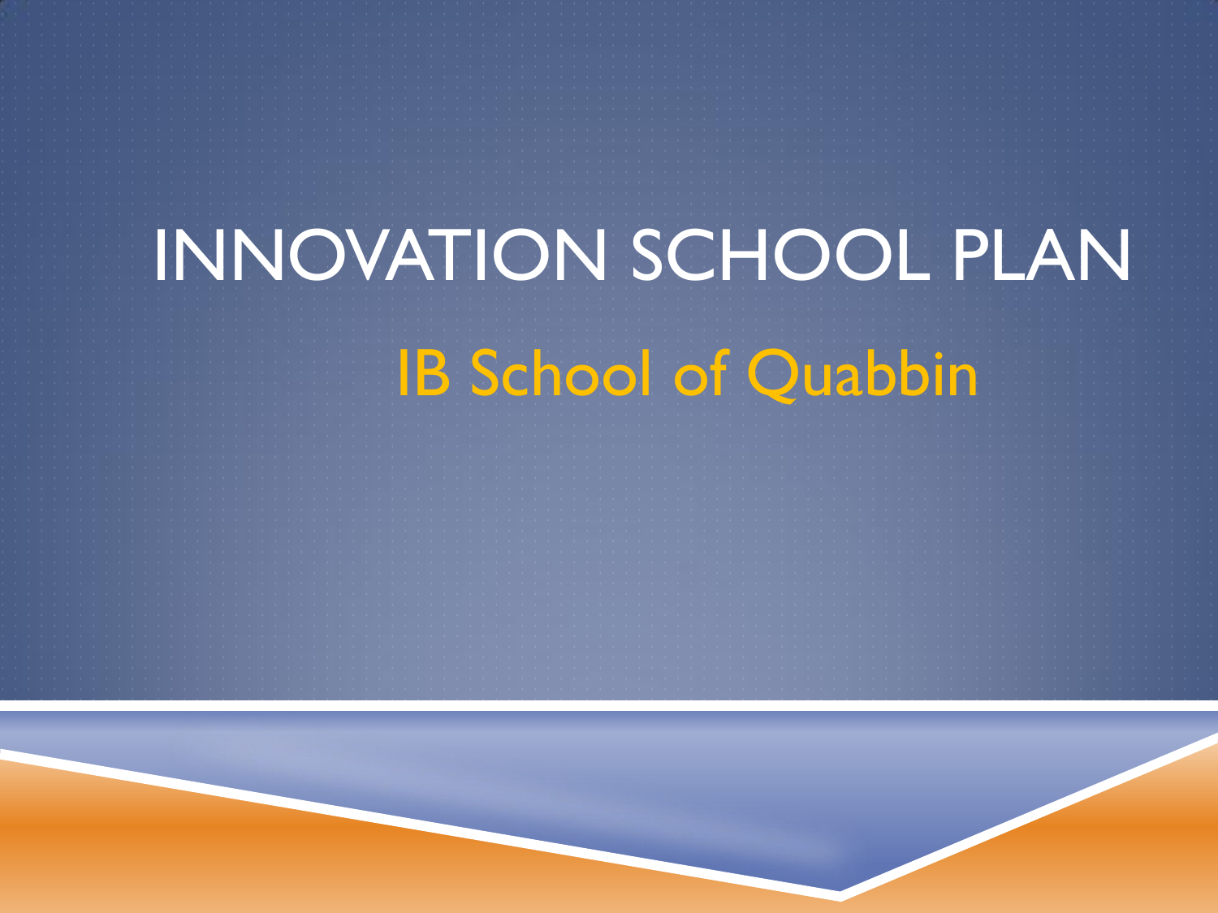# INNOVATION SCHOOL PLAN

## IB School of Quabbin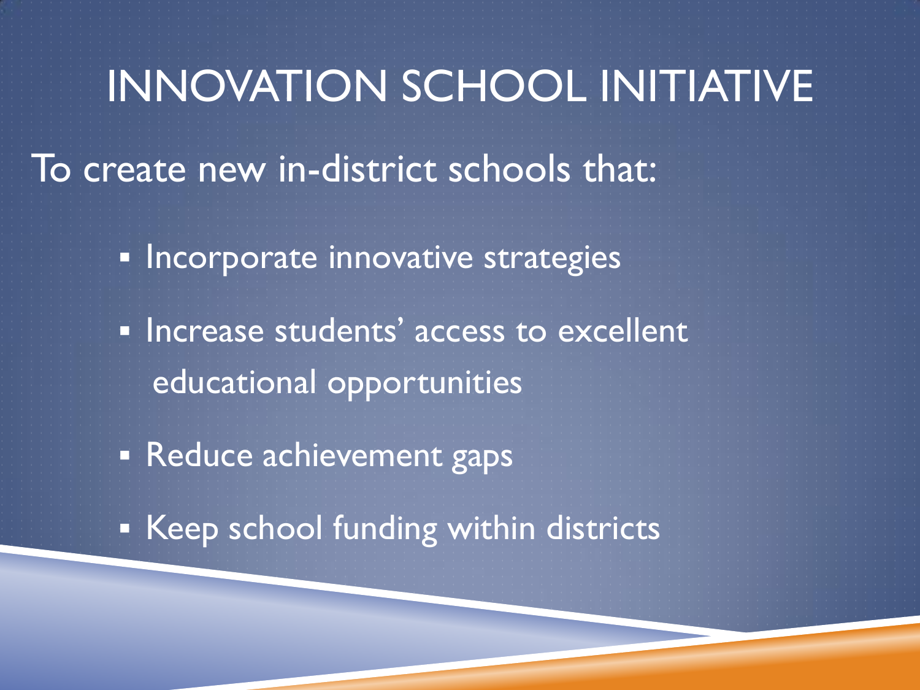# INNOVATION SCHOOL INITIATIVE

To create new in-district schools that:

- Incorporate innovative strategies
- Increase students' access to excellent educational opportunities
- Reduce achievement gaps
- Keep school funding within districts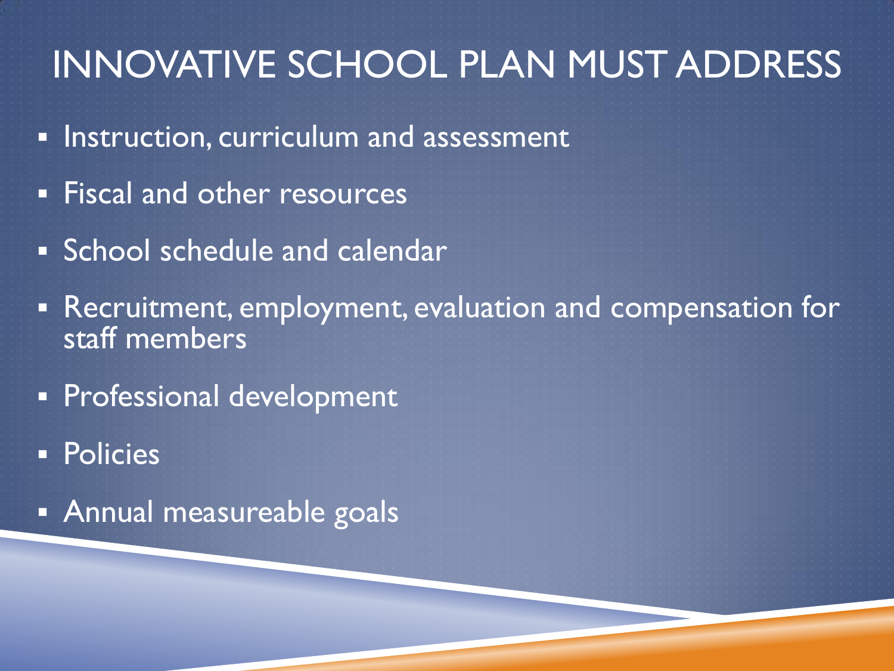# INNOVATIVE SCHOOL PLAN MUST ADDRESS

- Instruction, curriculum and assessment
- Fiscal and other resources
- School schedule and calendar
- Recruitment, employment, evaluation and compensation for staff members
- Professional development
- Policies
- Annual measureable goals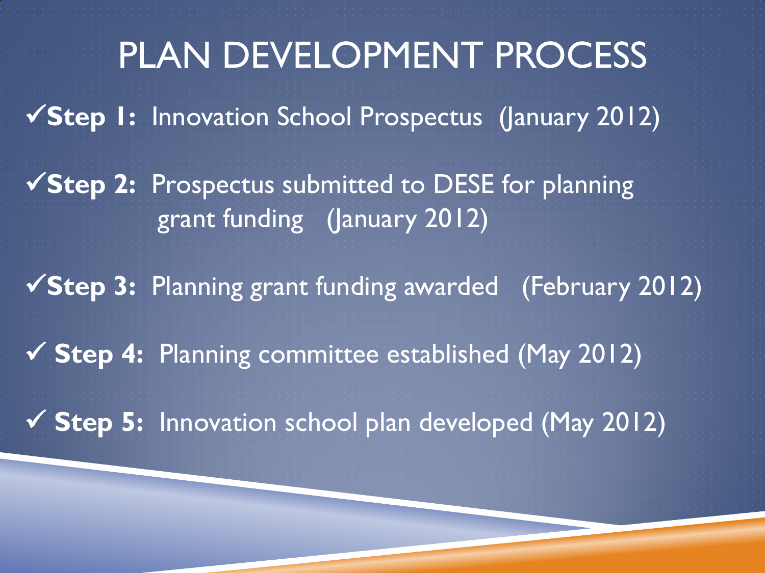# PLAN DEVELOPMENT PROCESS

✓**Step 1:** Innovation School Prospectus (January 2012)

✓**Step 2:** Prospectus submitted to DESE for planning grant funding (January 2012)

✓**Step 3:** Planning grant funding awarded (February 2012)

✓ **Step 4:** Planning committee established (May 2012)

✓ **Step 5:** Innovation school plan developed (May 2012)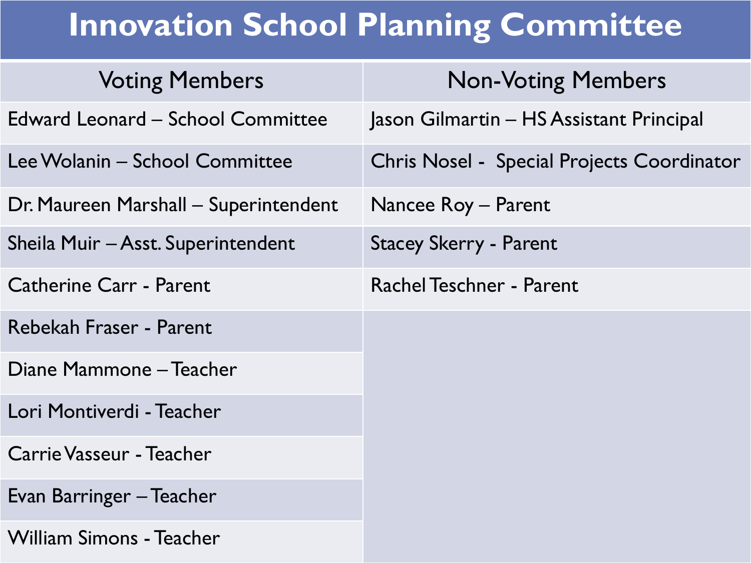# Innovation School Planning Committee

| Voting Members | Non-Voting Members |
| --- | --- |
| Edward Leonard – School Committee | Jason Gilmartin – HS Assistant Principal |
| Lee Wolanin – School Committee | Chris Nosel - Special Projects Coordinator |
| Dr. Maureen Marshall – Superintendent | Nancee Roy – Parent |
| Sheila Muir – Asst. Superintendent | Stacey Skerry - Parent |
| Catherine Carr - Parent | Rachel Teschner - Parent |
| Rebekah Fraser - Parent | |
| Diane Mammone – Teacher | |
| Lori Montiverdi - Teacher | |
| Carrie Vasseur - Teacher | |
| Evan Barringer – Teacher | |
| William Simons - Teacher | |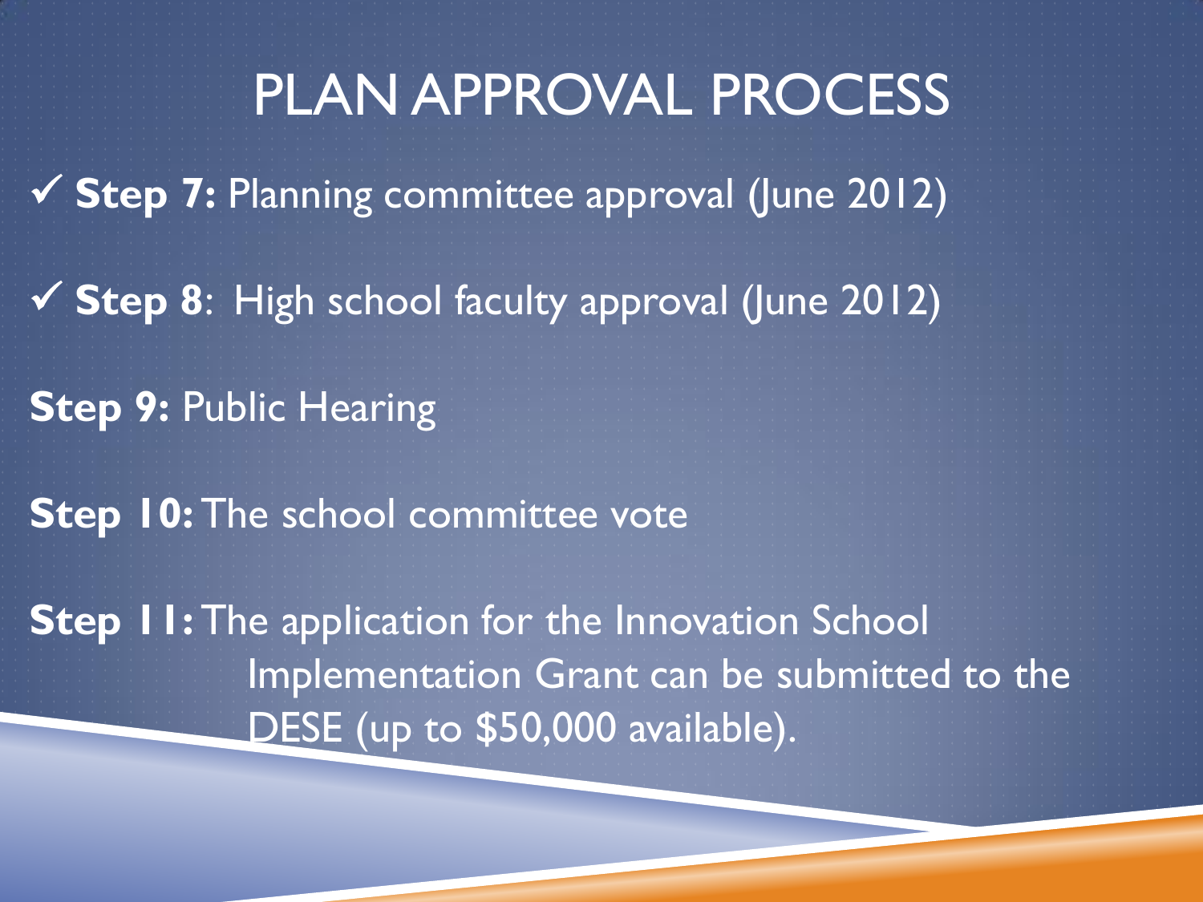# PLAN APPROVAL PROCESS

✓ **Step 7:** Planning committee approval (June 2012)

✓ **Step 8**: High school faculty approval (June 2012)

**Step 9:** Public Hearing

**Step 10:** The school committee vote

**Step 11:** The application for the Innovation School Implementation Grant can be submitted to the DESE (up to $50,000 available).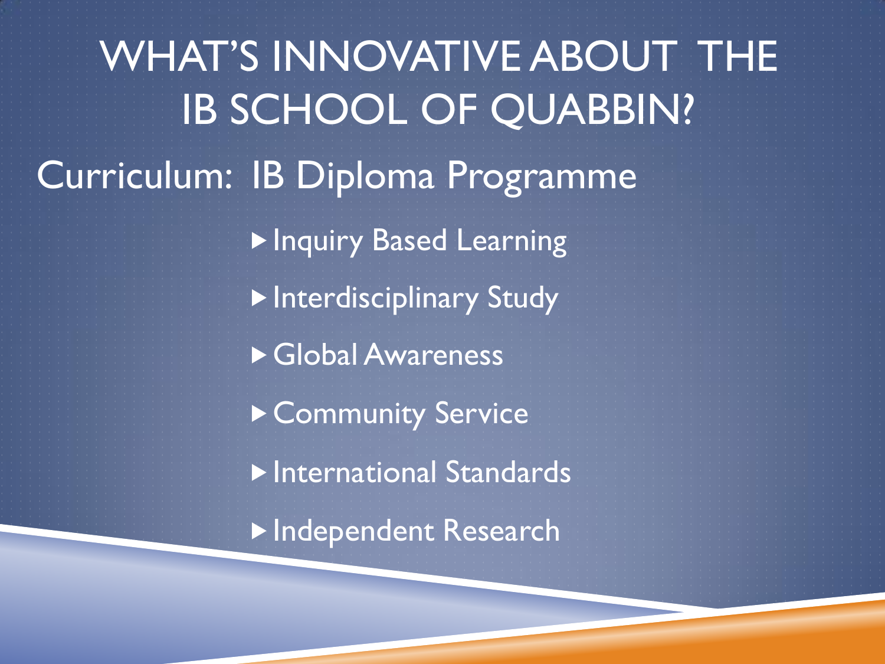# WHAT'S INNOVATIVE ABOUT THE IB SCHOOL OF QUABBIN?

## Curriculum: IB Diploma Programme

- Inquiry Based Learning
- Interdisciplinary Study
- Global Awareness
- Community Service
- International Standards
- Independent Research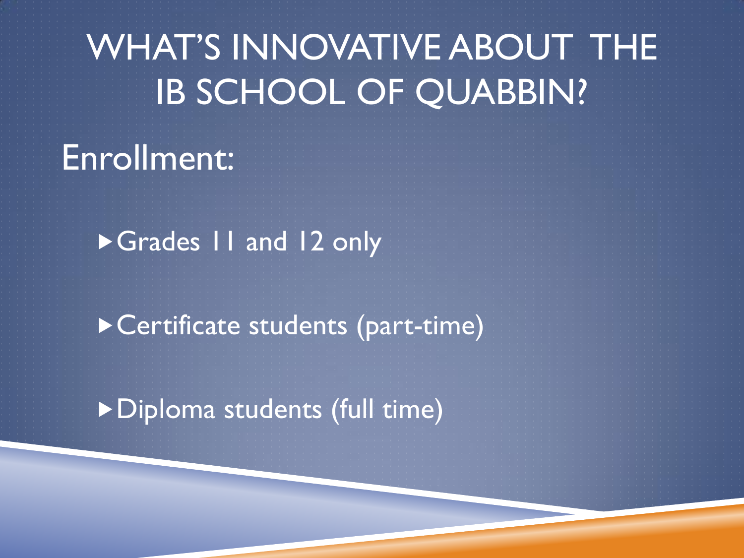# WHAT'S INNOVATIVE ABOUT THE IB SCHOOL OF QUABBIN?

## Enrollment:

- Grades 11 and 12 only
- Certificate students (part-time)
- Diploma students (full time)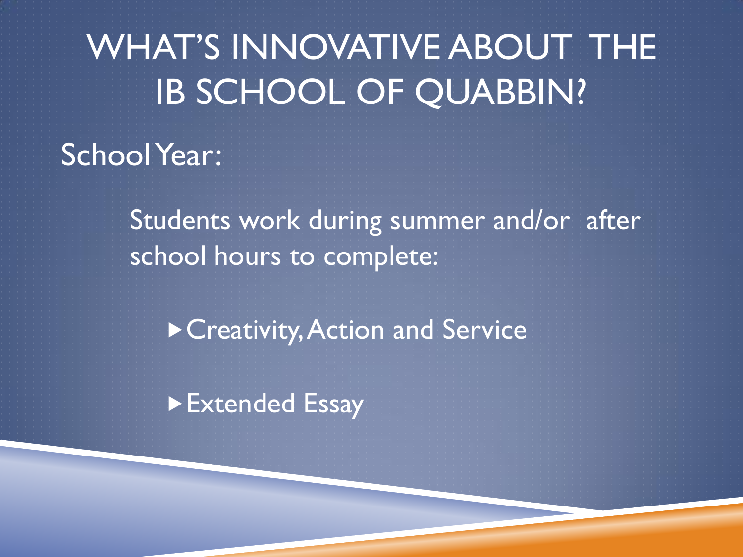# WHAT'S INNOVATIVE ABOUT THE IB SCHOOL OF QUABBIN?

School Year:

Students work during summer and/or after school hours to complete:

- Creativity, Action and Service
- Extended Essay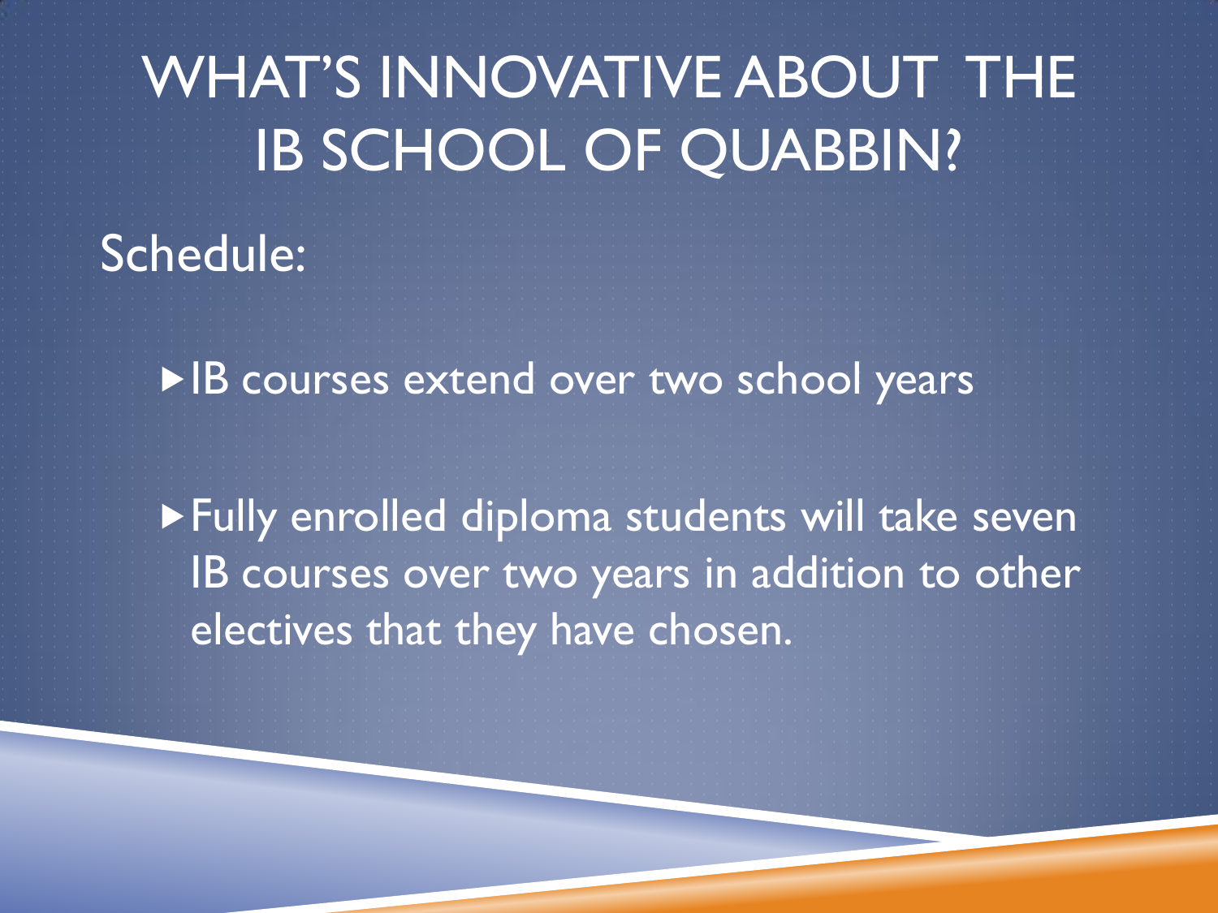# WHAT'S INNOVATIVE ABOUT THE IB SCHOOL OF QUABBIN?

Schedule:

- IB courses extend over two school years
- Fully enrolled diploma students will take seven IB courses over two years in addition to other electives that they have chosen.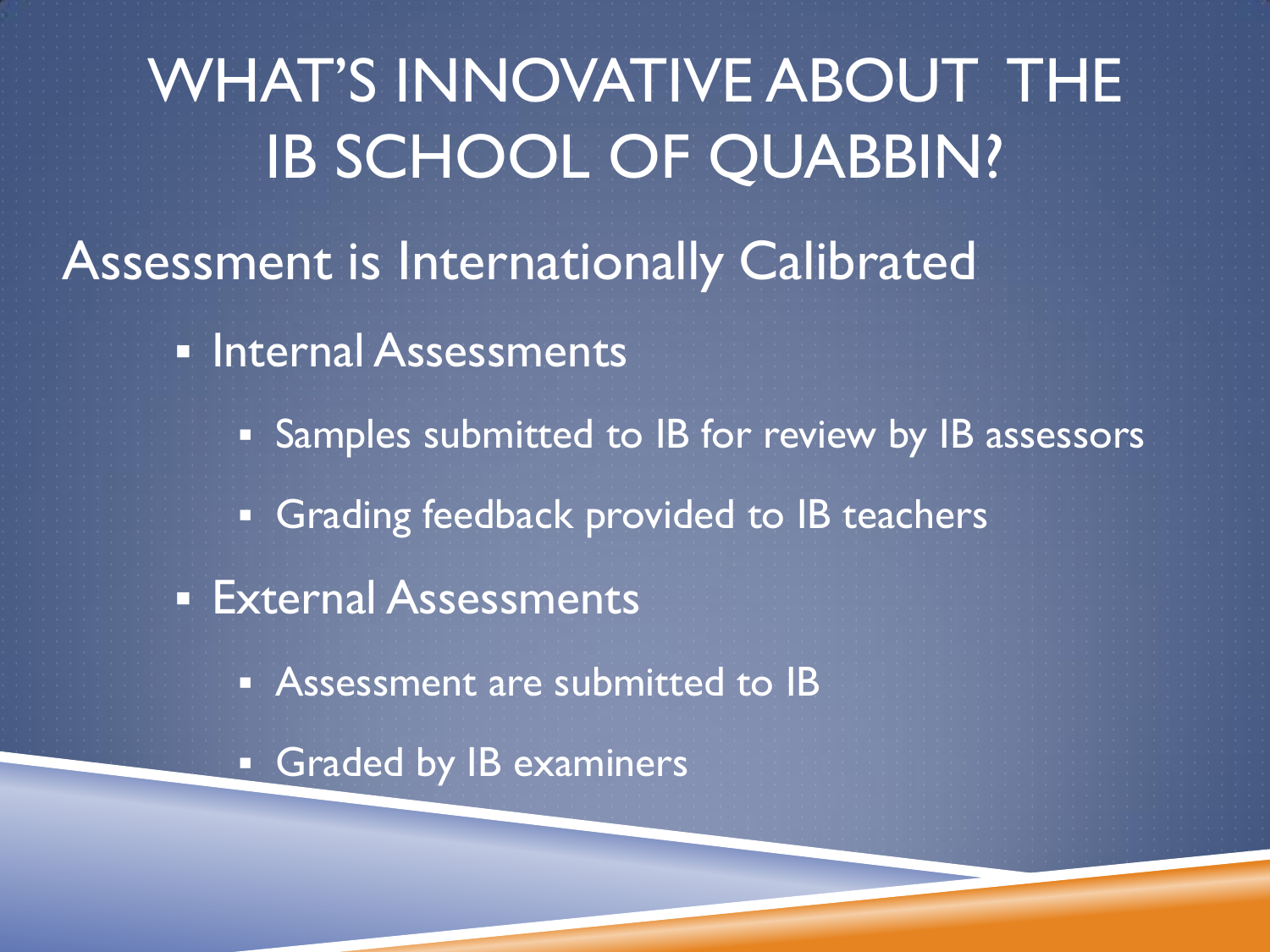# WHAT'S INNOVATIVE ABOUT THE IB SCHOOL OF QUABBIN?

## Assessment is Internationally Calibrated

- Internal Assessments
  - Samples submitted to IB for review by IB assessors
  - Grading feedback provided to IB teachers
- External Assessments
  - Assessment are submitted to IB
  - Graded by IB examiners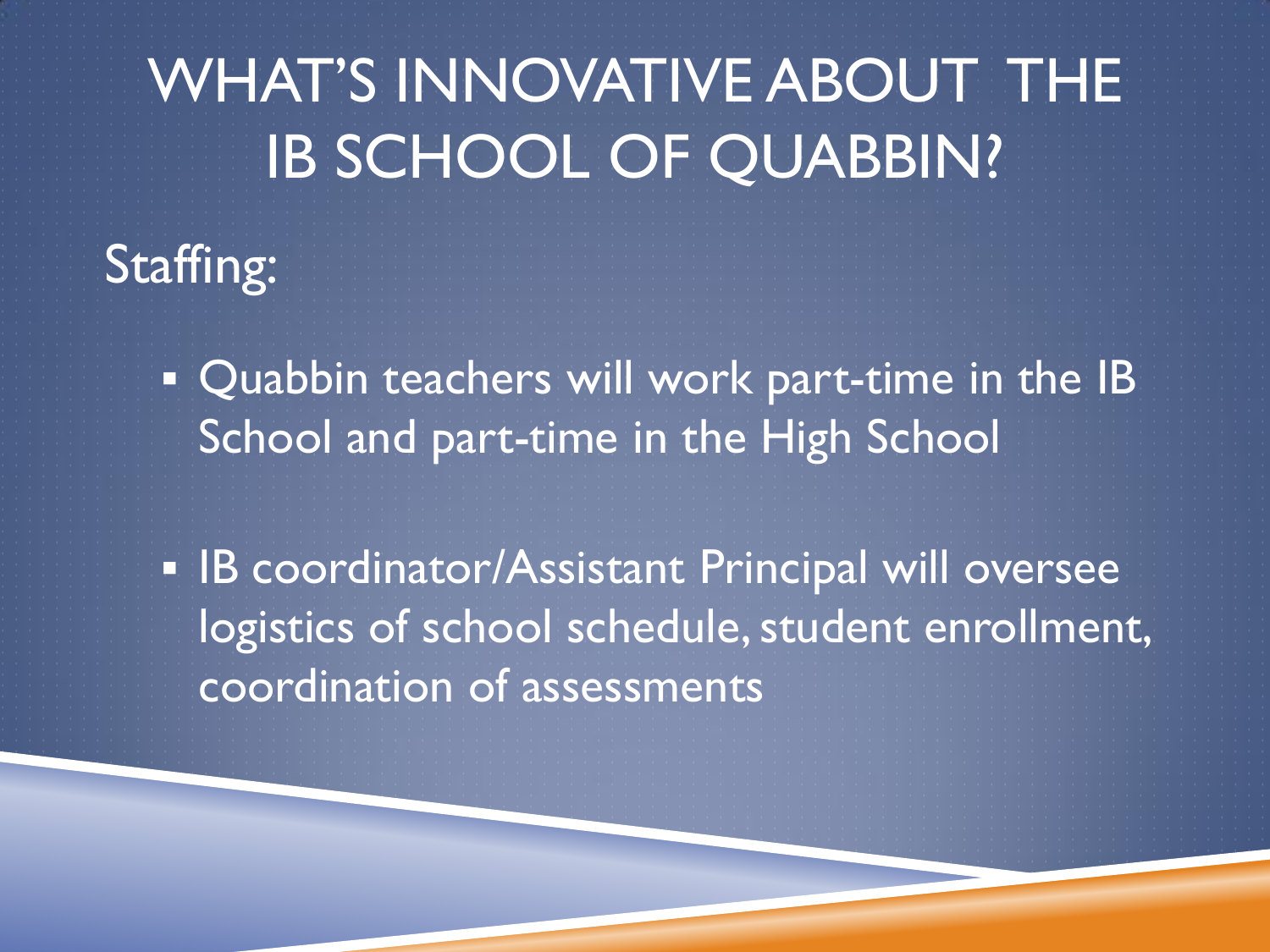# WHAT'S INNOVATIVE ABOUT THE IB SCHOOL OF QUABBIN?

## Staffing:

- Quabbin teachers will work part-time in the IB School and part-time in the High School
- IB coordinator/Assistant Principal will oversee logistics of school schedule, student enrollment, coordination of assessments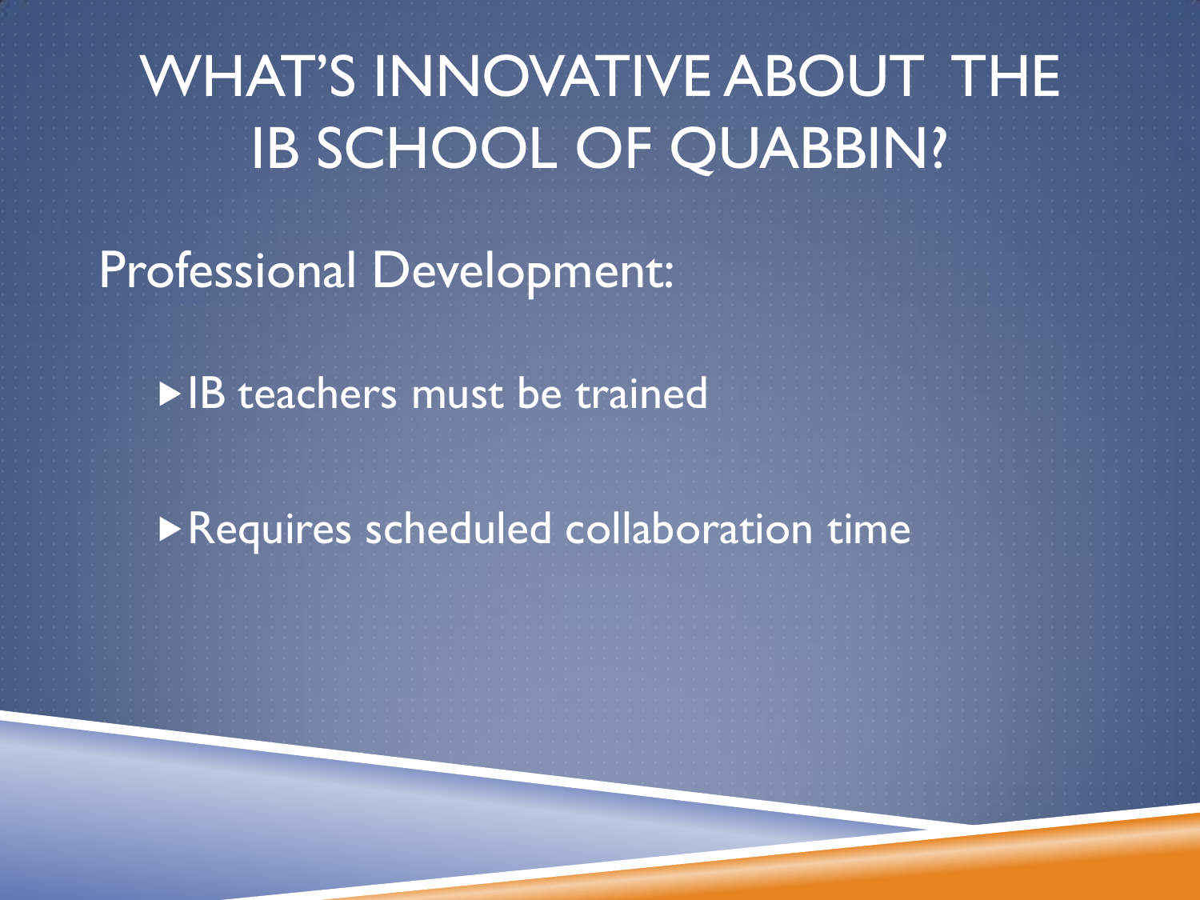# WHAT'S INNOVATIVE ABOUT THE IB SCHOOL OF QUABBIN?

Professional Development:

- IB teachers must be trained
- Requires scheduled collaboration time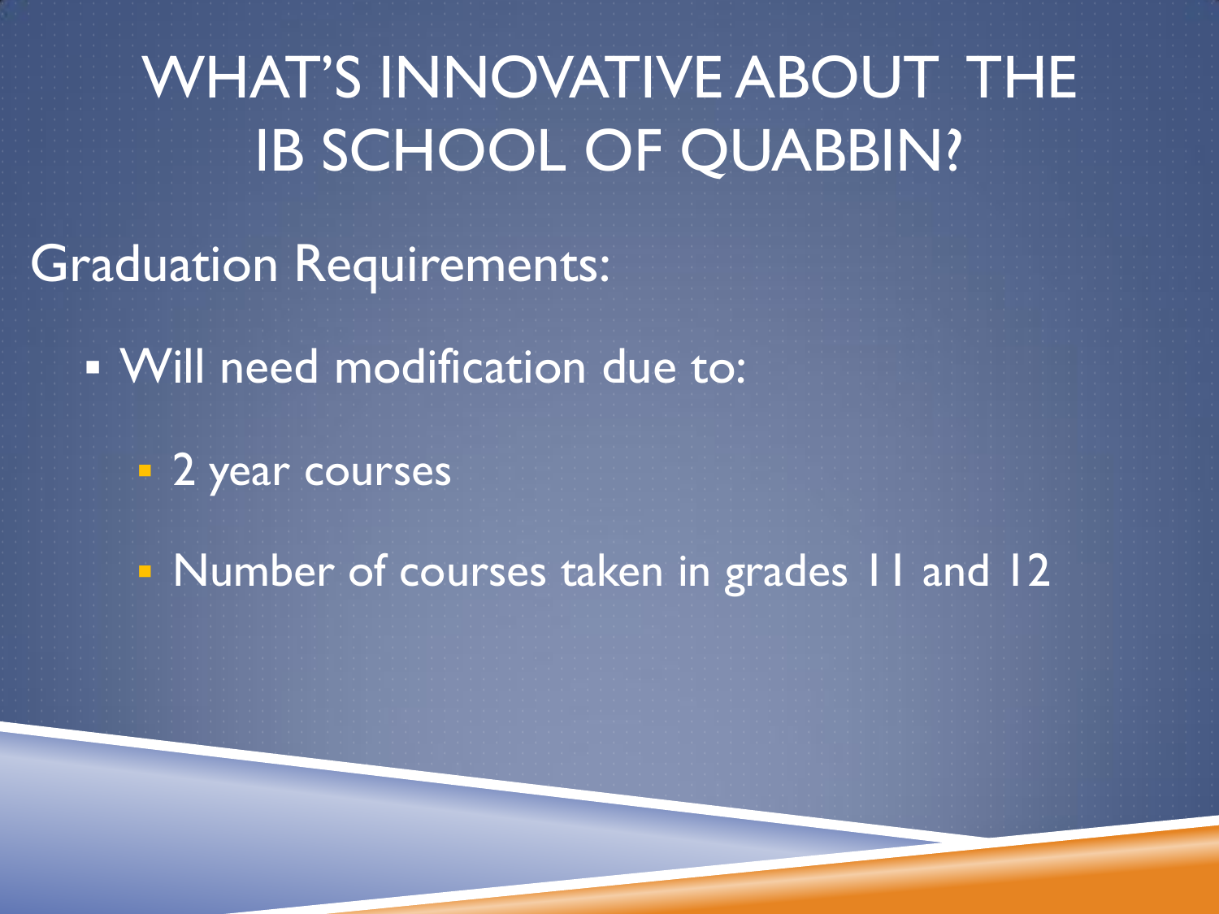# WHAT'S INNOVATIVE ABOUT THE IB SCHOOL OF QUABBIN?

Graduation Requirements:

- Will need modification due to:
  - 2 year courses
  - Number of courses taken in grades 11 and 12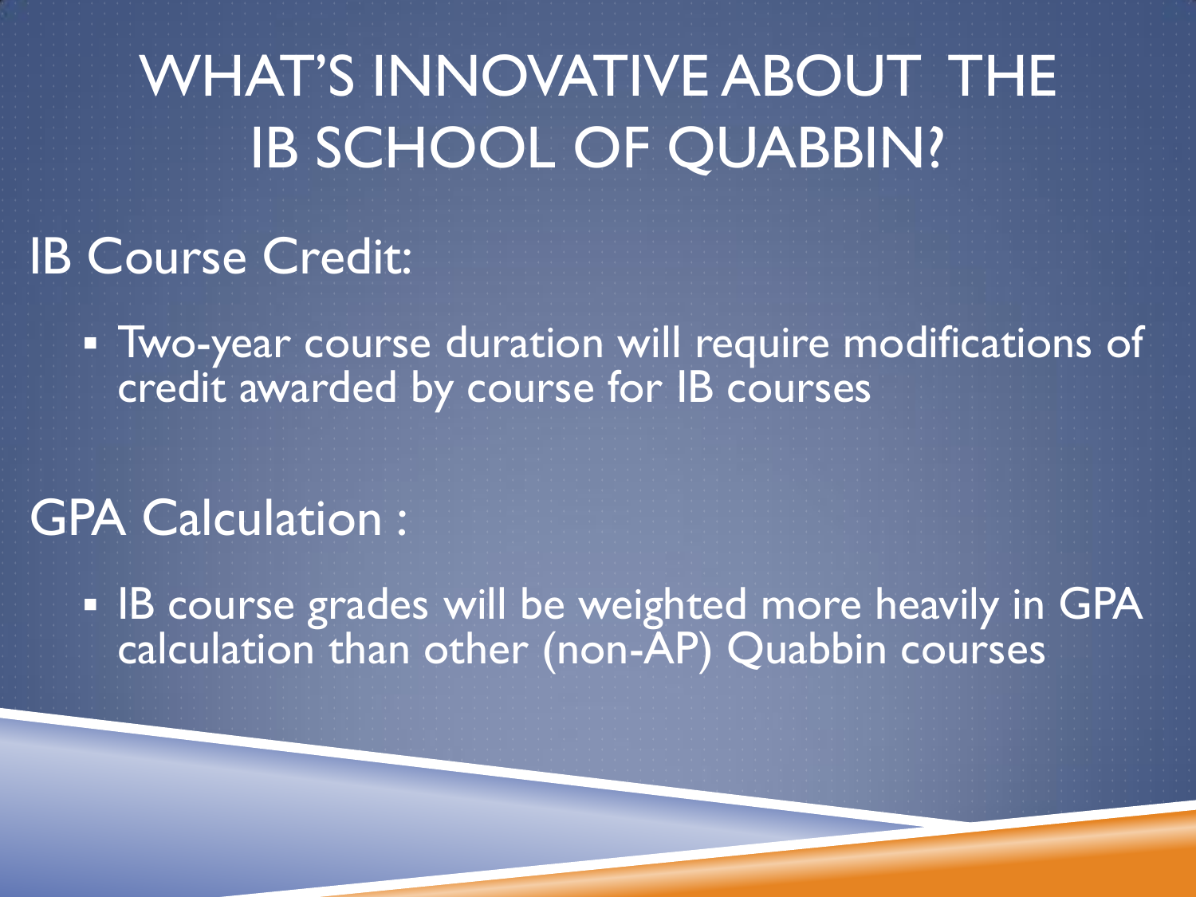# WHAT'S INNOVATIVE ABOUT THE IB SCHOOL OF QUABBIN?

## IB Course Credit:

- Two-year course duration will require modifications of credit awarded by course for IB courses

## GPA Calculation :

- IB course grades will be weighted more heavily in GPA calculation than other (non-AP) Quabbin courses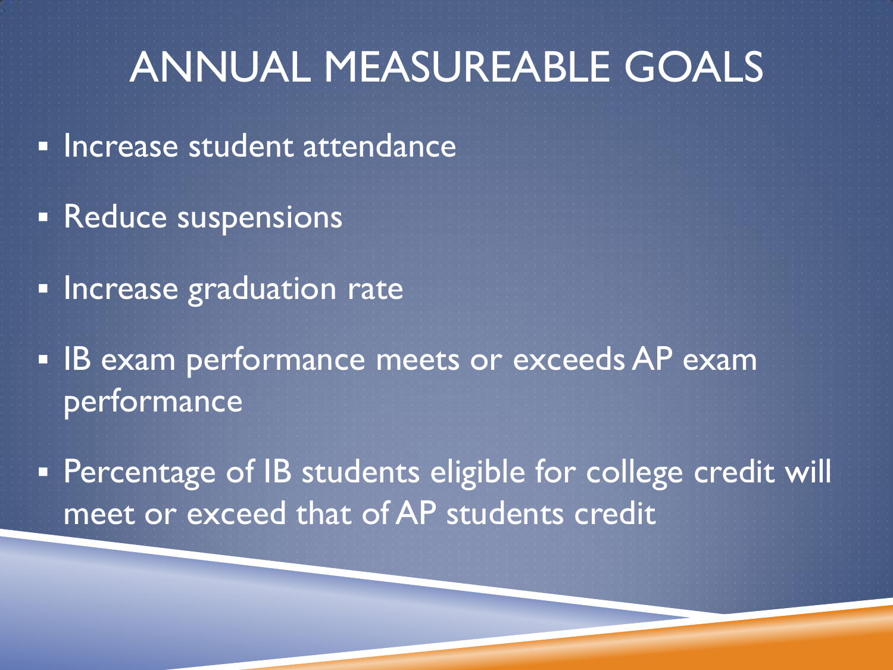# ANNUAL MEASUREABLE GOALS

- Increase student attendance
- Reduce suspensions
- Increase graduation rate
- IB exam performance meets or exceeds AP exam performance
- Percentage of IB students eligible for college credit will meet or exceed that of AP students credit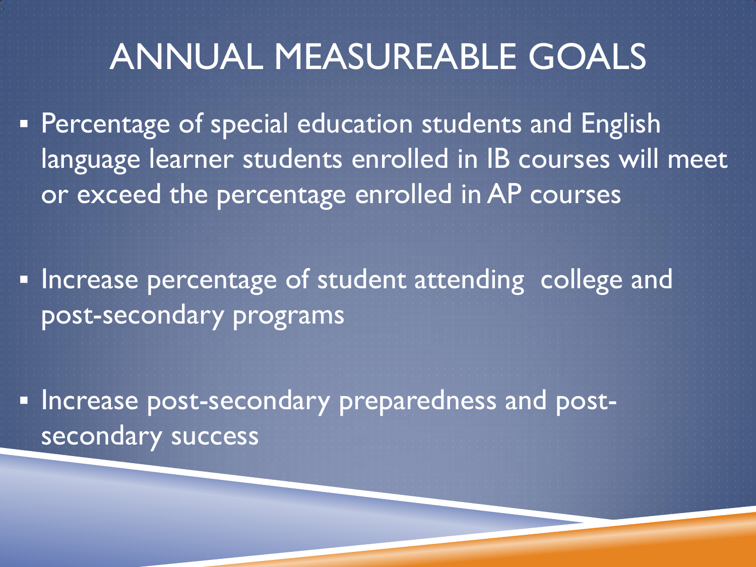# ANNUAL MEASUREABLE GOALS

- Percentage of special education students and English language learner students enrolled in IB courses will meet or exceed the percentage enrolled in AP courses
- Increase percentage of student attending college and post-secondary programs
- Increase post-secondary preparedness and post-secondary success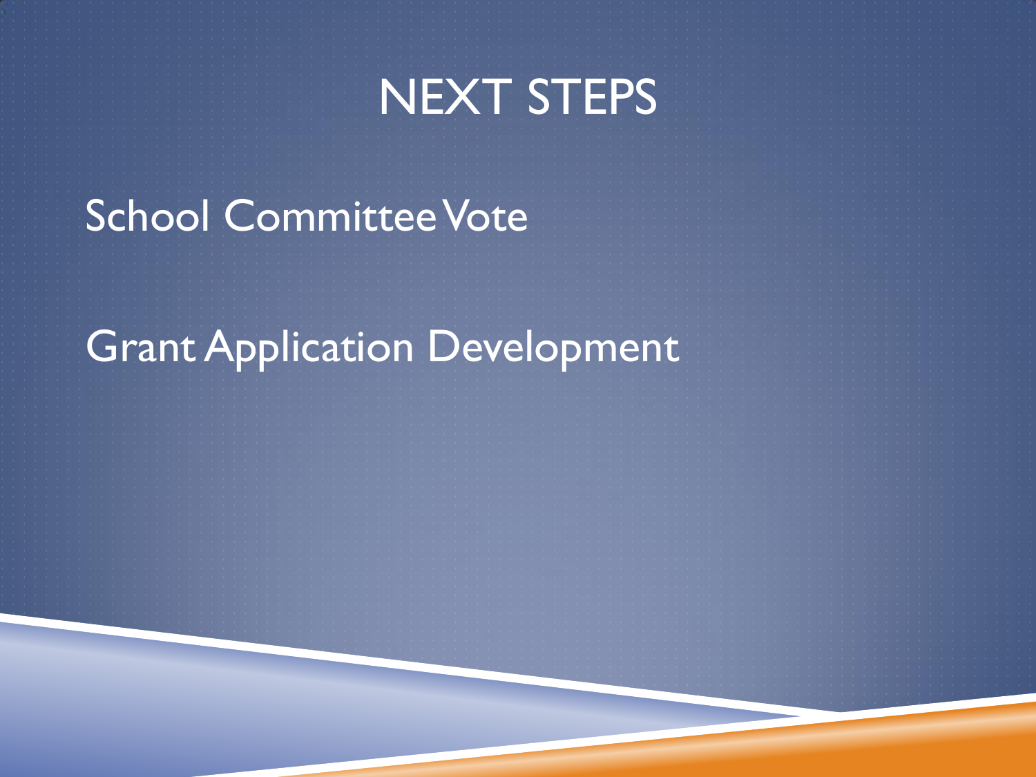# NEXT STEPS

School Committee Vote

Grant Application Development